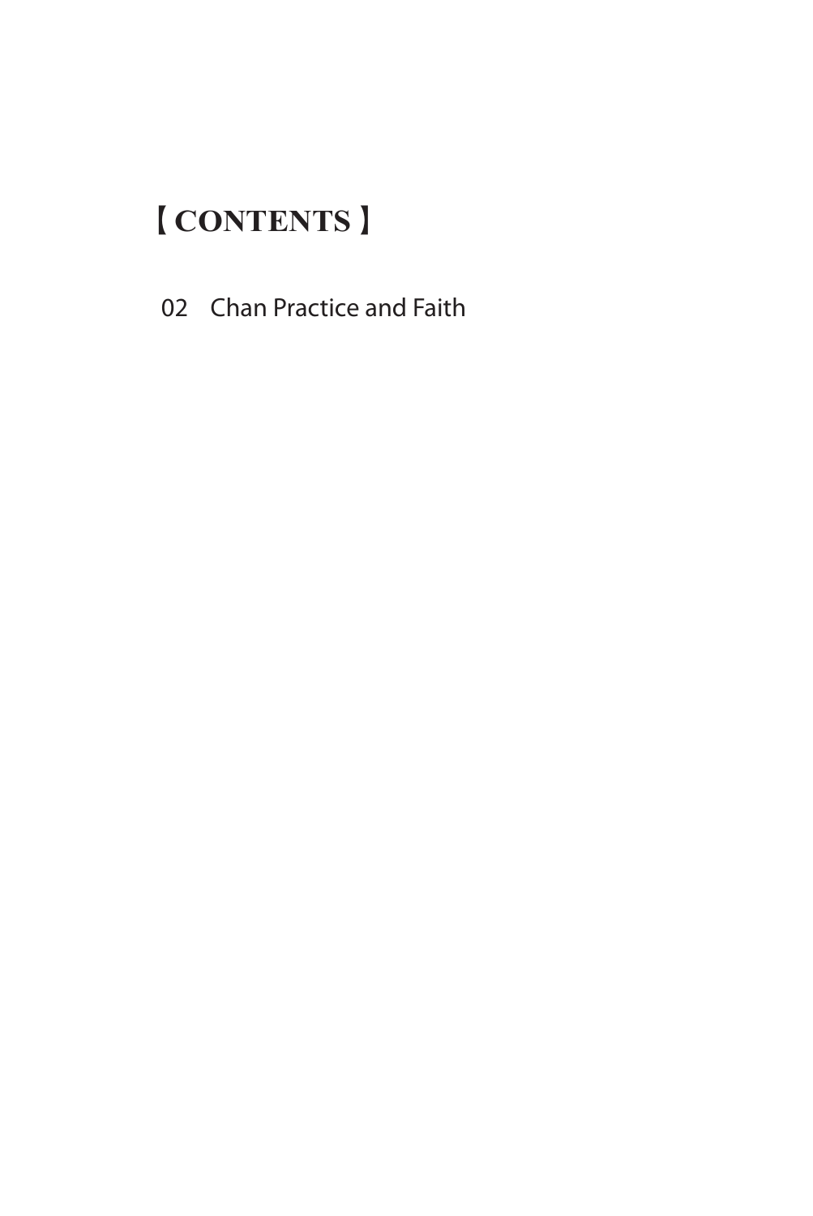# 【CONTENTS】

02 Chan Practice and Faith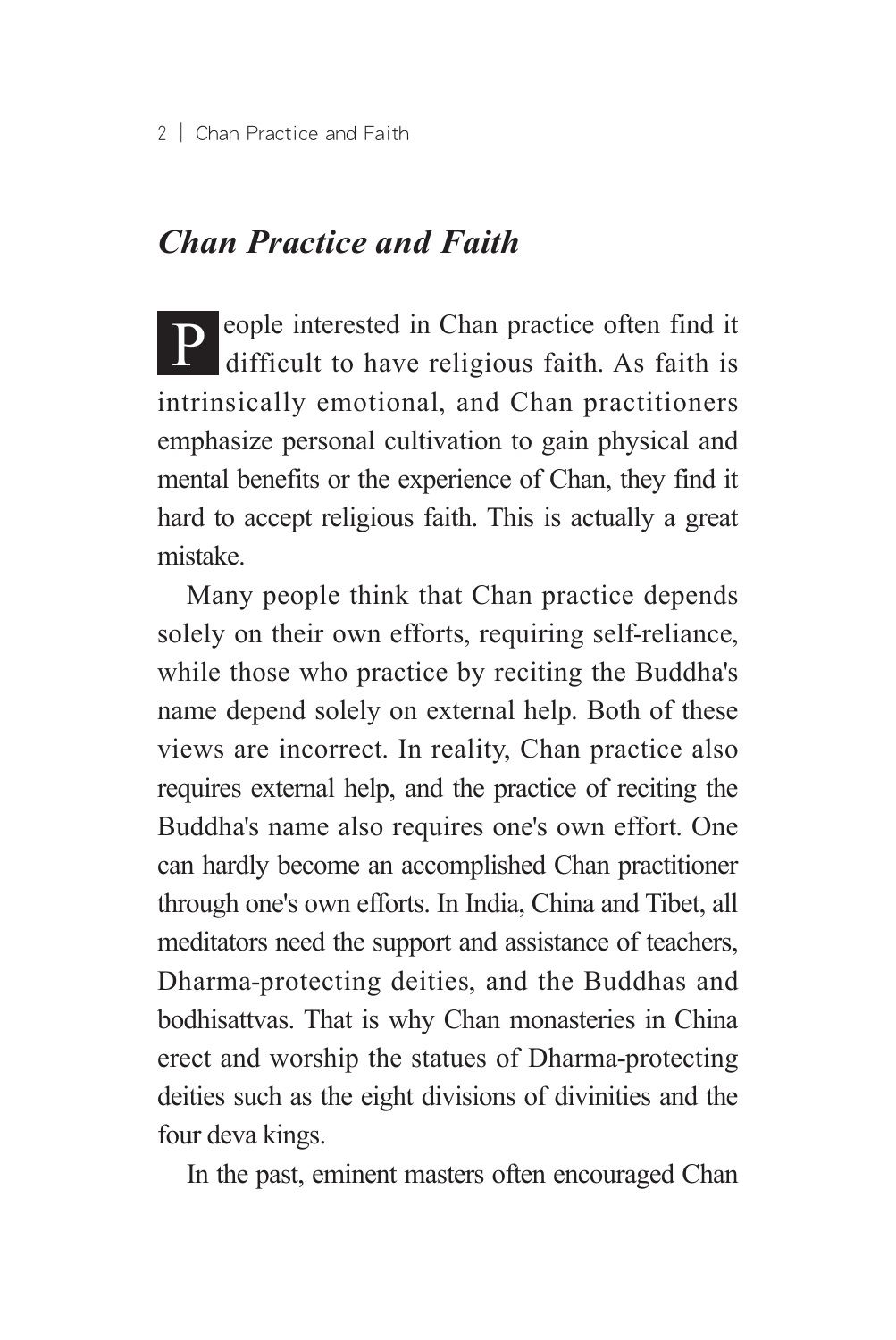## *Chan Practice and Faith*

People interested in Chan practice often find it difficult to have religious faith. As faith is intrinsically emotional, and Chan practitioners emphasize personal cultivation to gain physical and mental benefits or the experience of Chan, they find it hard to accept religious faith. This is actually a great mistake.

Many people think that Chan practice depends solely on their own efforts, requiring self-reliance, while those who practice by reciting the Buddha's name depend solely on external help. Both of these views are incorrect. In reality, Chan practice also requires external help, and the practice of reciting the Buddha's name also requires one's own effort. One can hardly become an accomplished Chan practitioner through one's own efforts. In India, China and Tibet, all meditators need the support and assistance of teachers, Dharma-protecting deities, and the Buddhas and bodhisattvas. That is why Chan monasteries in China erect and worship the statues of Dharma-protecting deities such as the eight divisions of divinities and the four deva kings.

In the past, eminent masters often encouraged Chan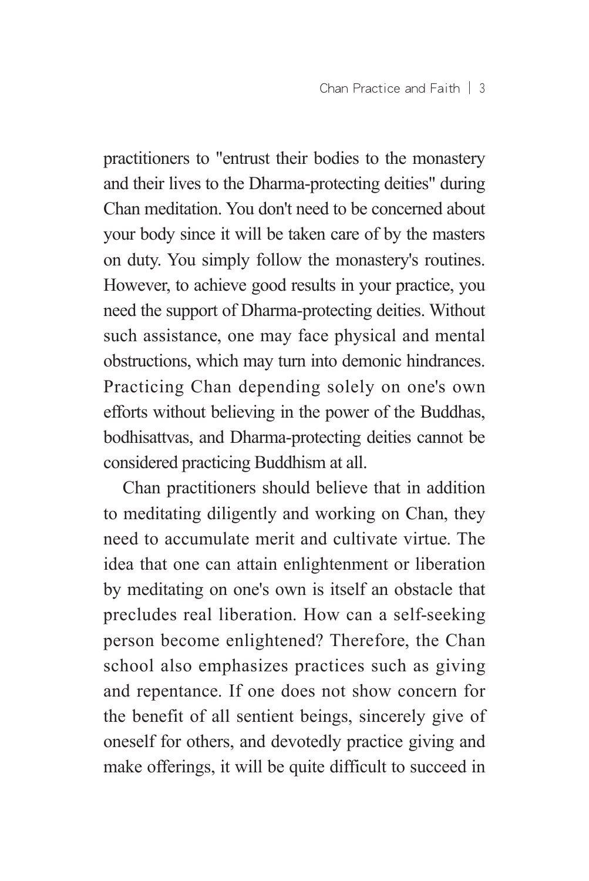practitioners to "entrust their bodies to the monastery and their lives to the Dharma-protecting deities" during Chan meditation. You don't need to be concerned about your body since it will be taken care of by the masters on duty. You simply follow the monastery's routines. However, to achieve good results in your practice, you need the support of Dharma-protecting deities. Without such assistance, one may face physical and mental obstructions, which may turn into demonic hindrances. Practicing Chan depending solely on one's own efforts without believing in the power of the Buddhas, bodhisattvas, and Dharma-protecting deities cannot be considered practicing Buddhism at all.

Chan practitioners should believe that in addition to meditating diligently and working on Chan, they need to accumulate merit and cultivate virtue. The idea that one can attain enlightenment or liberation by meditating on one's own is itself an obstacle that precludes real liberation. How can a self-seeking person become enlightened? Therefore, the Chan school also emphasizes practices such as giving and repentance. If one does not show concern for the benefit of all sentient beings, sincerely give of oneself for others, and devotedly practice giving and make offerings, it will be quite difficult to succeed in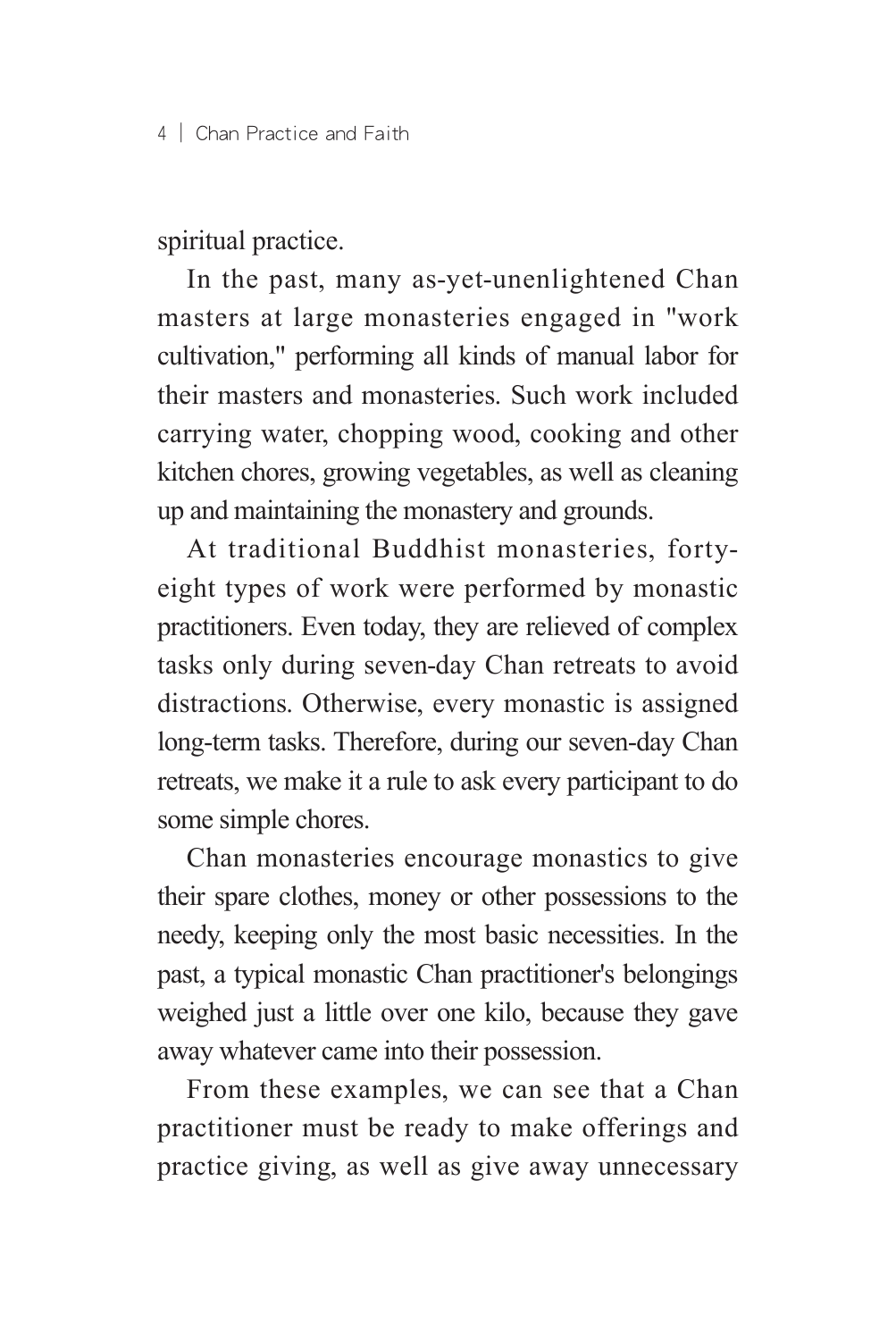spiritual practice.

In the past, many as-yet-unenlightened Chan masters at large monasteries engaged in "work cultivation," performing all kinds of manual labor for their masters and monasteries. Such work included carrying water, chopping wood, cooking and other kitchen chores, growing vegetables, as well as cleaning up and maintaining the monastery and grounds.

At traditional Buddhist monasteries, forty-eight types of work were performed by monastic practitioners. Even today, they are relieved of complex tasks only during seven-day Chan retreats to avoid distractions. Otherwise, every monastic is assigned long-term tasks. Therefore, during our seven-day Chan retreats, we make it a rule to ask every participant to do some simple chores.

Chan monasteries encourage monastics to give their spare clothes, money or other possessions to the needy, keeping only the most basic necessities. In the past, a typical monastic Chan practitioner's belongings weighed just a little over one kilo, because they gave away whatever came into their possession.

From these examples, we can see that a Chan practitioner must be ready to make offerings and practice giving, as well as give away unnecessary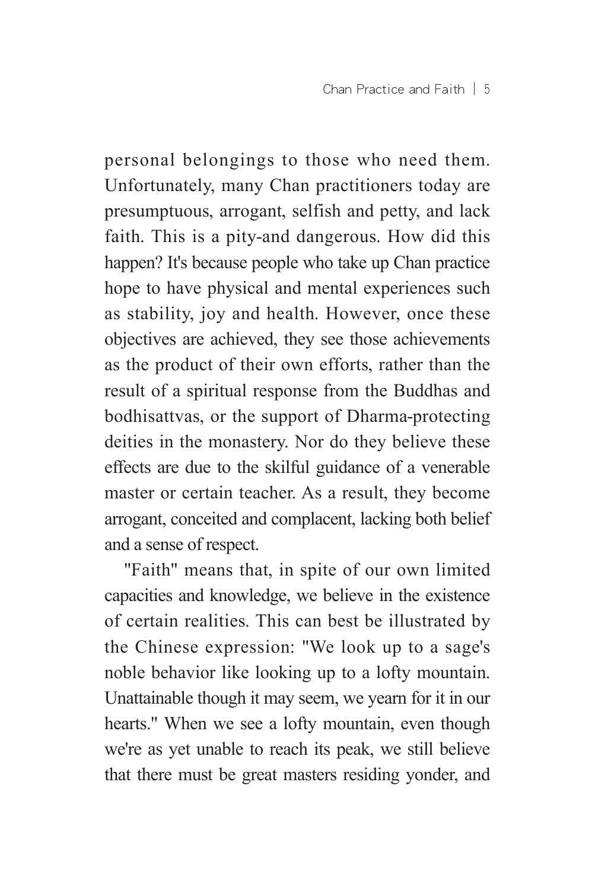personal belongings to those who need them. Unfortunately, many Chan practitioners today are presumptuous, arrogant, selfish and petty, and lack faith. This is a pity-and dangerous. How did this happen? It's because people who take up Chan practice hope to have physical and mental experiences such as stability, joy and health. However, once these objectives are achieved, they see those achievements as the product of their own efforts, rather than the result of a spiritual response from the Buddhas and bodhisattvas, or the support of Dharma-protecting deities in the monastery. Nor do they believe these effects are due to the skilful guidance of a venerable master or certain teacher. As a result, they become arrogant, conceited and complacent, lacking both belief and a sense of respect.

"Faith" means that, in spite of our own limited capacities and knowledge, we believe in the existence of certain realities. This can best be illustrated by the Chinese expression: "We look up to a sage's noble behavior like looking up to a lofty mountain. Unattainable though it may seem, we yearn for it in our hearts." When we see a lofty mountain, even though we're as yet unable to reach its peak, we still believe that there must be great masters residing yonder, and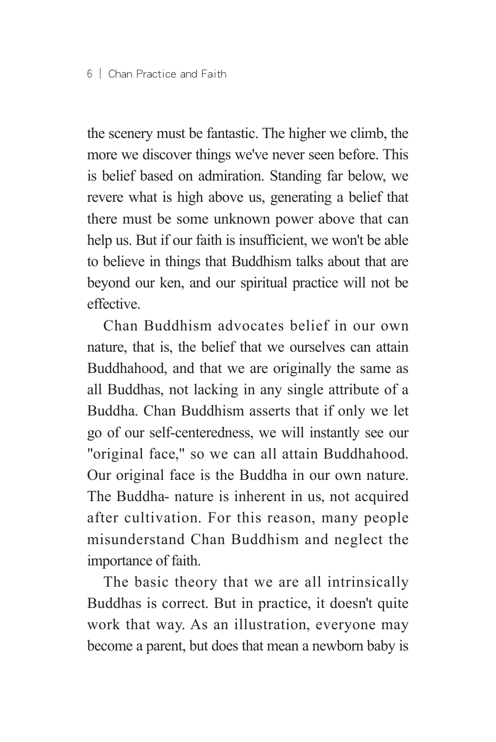the scenery must be fantastic. The higher we climb, the more we discover things we've never seen before. This is belief based on admiration. Standing far below, we revere what is high above us, generating a belief that there must be some unknown power above that can help us. But if our faith is insufficient, we won't be able to believe in things that Buddhism talks about that are beyond our ken, and our spiritual practice will not be effective.

Chan Buddhism advocates belief in our own nature, that is, the belief that we ourselves can attain Buddhahood, and that we are originally the same as all Buddhas, not lacking in any single attribute of a Buddha. Chan Buddhism asserts that if only we let go of our self-centeredness, we will instantly see our "original face," so we can all attain Buddhahood. Our original face is the Buddha in our own nature. The Buddha- nature is inherent in us, not acquired after cultivation. For this reason, many people misunderstand Chan Buddhism and neglect the importance of faith.

The basic theory that we are all intrinsically Buddhas is correct. But in practice, it doesn't quite work that way. As an illustration, everyone may become a parent, but does that mean a newborn baby is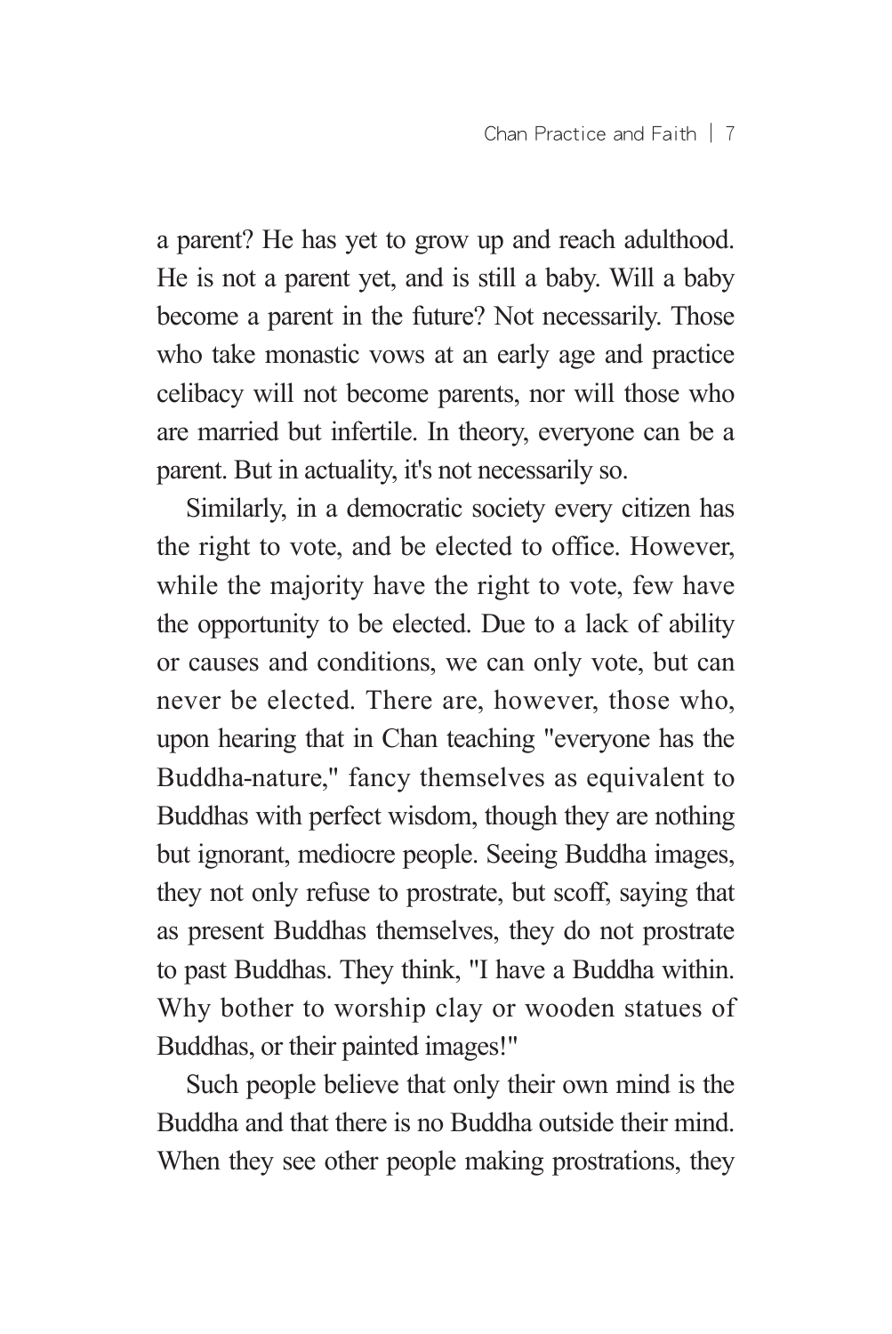a parent? He has yet to grow up and reach adulthood. He is not a parent yet, and is still a baby. Will a baby become a parent in the future? Not necessarily. Those who take monastic vows at an early age and practice celibacy will not become parents, nor will those who are married but infertile. In theory, everyone can be a parent. But in actuality, it's not necessarily so.

Similarly, in a democratic society every citizen has the right to vote, and be elected to office. However, while the majority have the right to vote, few have the opportunity to be elected. Due to a lack of ability or causes and conditions, we can only vote, but can never be elected. There are, however, those who, upon hearing that in Chan teaching "everyone has the Buddha-nature," fancy themselves as equivalent to Buddhas with perfect wisdom, though they are nothing but ignorant, mediocre people. Seeing Buddha images, they not only refuse to prostrate, but scoff, saying that as present Buddhas themselves, they do not prostrate to past Buddhas. They think, "I have a Buddha within. Why bother to worship clay or wooden statues of Buddhas, or their painted images!"

Such people believe that only their own mind is the Buddha and that there is no Buddha outside their mind. When they see other people making prostrations, they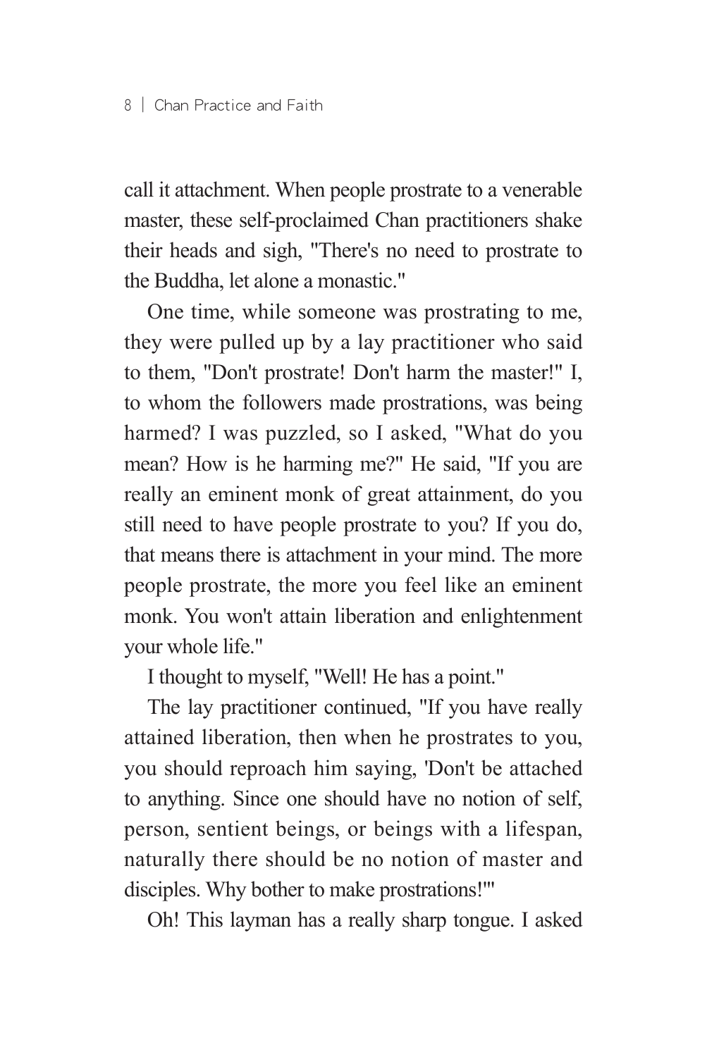call it attachment. When people prostrate to a venerable master, these self-proclaimed Chan practitioners shake their heads and sigh, "There's no need to prostrate to the Buddha, let alone a monastic."

One time, while someone was prostrating to me, they were pulled up by a lay practitioner who said to them, "Don't prostrate! Don't harm the master!" I, to whom the followers made prostrations, was being harmed? I was puzzled, so I asked, "What do you mean? How is he harming me?" He said, "If you are really an eminent monk of great attainment, do you still need to have people prostrate to you? If you do, that means there is attachment in your mind. The more people prostrate, the more you feel like an eminent monk. You won't attain liberation and enlightenment your whole life."

I thought to myself, "Well! He has a point."

The lay practitioner continued, "If you have really attained liberation, then when he prostrates to you, you should reproach him saying, 'Don't be attached to anything. Since one should have no notion of self, person, sentient beings, or beings with a lifespan, naturally there should be no notion of master and disciples. Why bother to make prostrations!'"

Oh! This layman has a really sharp tongue. I asked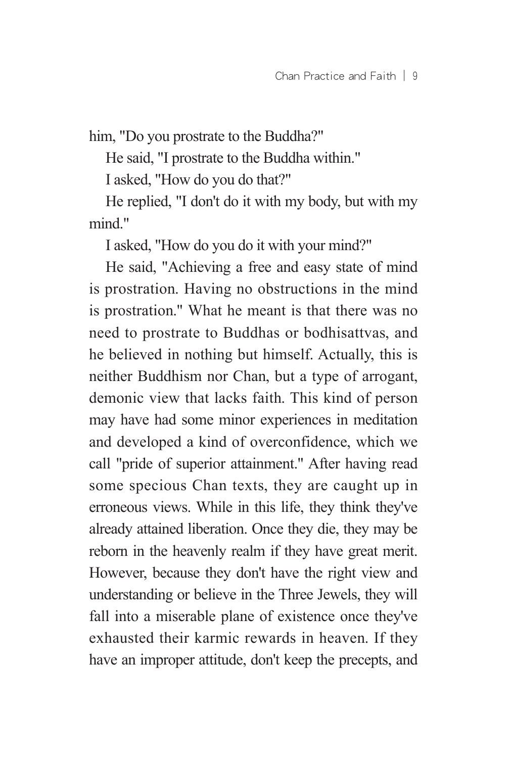him, "Do you prostrate to the Buddha?"

He said, "I prostrate to the Buddha within."

I asked, "How do you do that?"

He replied, "I don't do it with my body, but with my mind."

I asked, "How do you do it with your mind?"

He said, "Achieving a free and easy state of mind is prostration. Having no obstructions in the mind is prostration." What he meant is that there was no need to prostrate to Buddhas or bodhisattvas, and he believed in nothing but himself. Actually, this is neither Buddhism nor Chan, but a type of arrogant, demonic view that lacks faith. This kind of person may have had some minor experiences in meditation and developed a kind of overconfidence, which we call "pride of superior attainment." After having read some specious Chan texts, they are caught up in erroneous views. While in this life, they think they've already attained liberation. Once they die, they may be reborn in the heavenly realm if they have great merit. However, because they don't have the right view and understanding or believe in the Three Jewels, they will fall into a miserable plane of existence once they've exhausted their karmic rewards in heaven. If they have an improper attitude, don't keep the precepts, and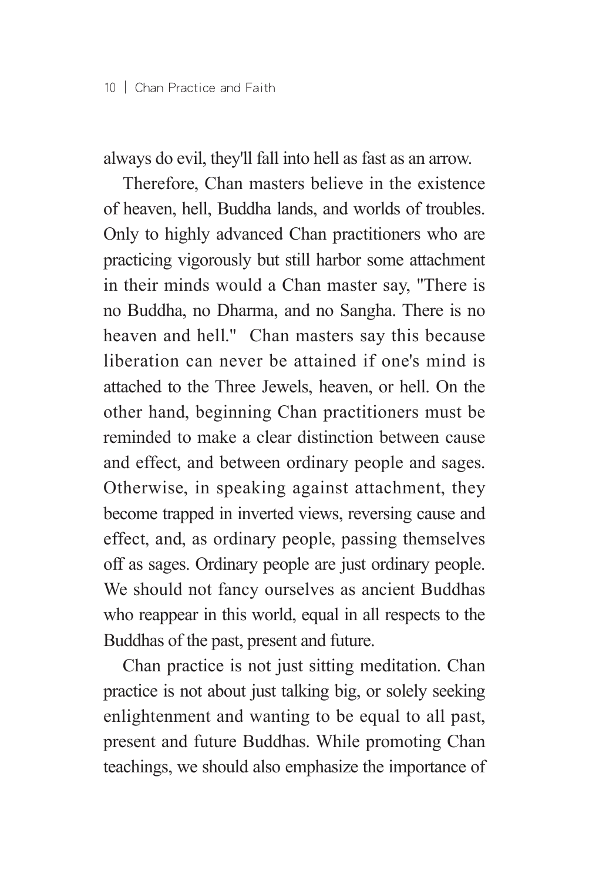always do evil, they'll fall into hell as fast as an arrow.

Therefore, Chan masters believe in the existence of heaven, hell, Buddha lands, and worlds of troubles. Only to highly advanced Chan practitioners who are practicing vigorously but still harbor some attachment in their minds would a Chan master say, "There is no Buddha, no Dharma, and no Sangha. There is no heaven and hell." Chan masters say this because liberation can never be attained if one's mind is attached to the Three Jewels, heaven, or hell. On the other hand, beginning Chan practitioners must be reminded to make a clear distinction between cause and effect, and between ordinary people and sages. Otherwise, in speaking against attachment, they become trapped in inverted views, reversing cause and effect, and, as ordinary people, passing themselves off as sages. Ordinary people are just ordinary people. We should not fancy ourselves as ancient Buddhas who reappear in this world, equal in all respects to the Buddhas of the past, present and future.

Chan practice is not just sitting meditation. Chan practice is not about just talking big, or solely seeking enlightenment and wanting to be equal to all past, present and future Buddhas. While promoting Chan teachings, we should also emphasize the importance of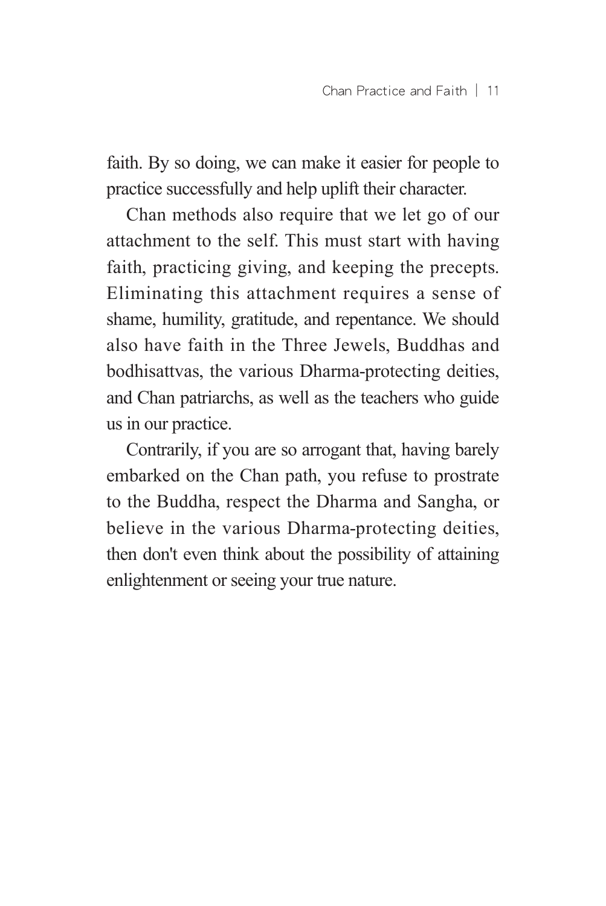faith. By so doing, we can make it easier for people to practice successfully and help uplift their character.

Chan methods also require that we let go of our attachment to the self. This must start with having faith, practicing giving, and keeping the precepts. Eliminating this attachment requires a sense of shame, humility, gratitude, and repentance. We should also have faith in the Three Jewels, Buddhas and bodhisattvas, the various Dharma-protecting deities, and Chan patriarchs, as well as the teachers who guide us in our practice.

Contrarily, if you are so arrogant that, having barely embarked on the Chan path, you refuse to prostrate to the Buddha, respect the Dharma and Sangha, or believe in the various Dharma-protecting deities, then don't even think about the possibility of attaining enlightenment or seeing your true nature.